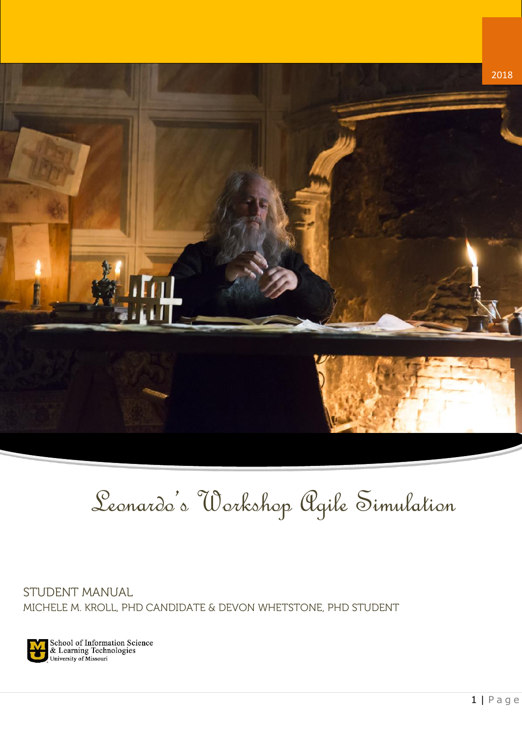2018

# Leonardo's Workshop Agile Simulation

STUDENT MANUAL

MICHELE M. KROLL, PHD CANDIDATE & DEVON WHETSTONE, PHD STUDENT

School of Information Science & Learning Technologies
University of Missouri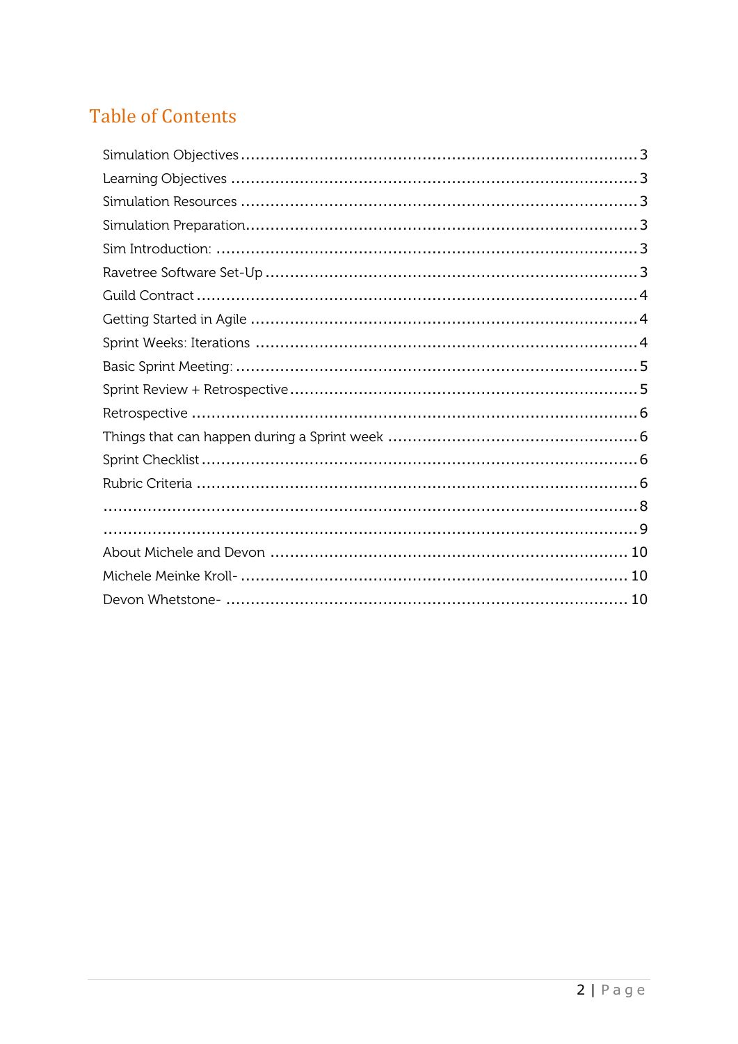# Table of Contents

Simulation Objectives .......... 3
Learning Objectives .......... 3
Simulation Resources .......... 3
Simulation Preparation .......... 3
Sim Introduction: .......... 3
Ravetree Software Set-Up .......... 3
Guild Contract .......... 4
Getting Started in Agile .......... 4
Sprint Weeks: Iterations .......... 4
Basic Sprint Meeting: .......... 5
Sprint Review + Retrospective .......... 5
Retrospective .......... 6
Things that can happen during a Sprint week .......... 6
Sprint Checklist .......... 6
Rubric Criteria .......... 6
.......... 8
.......... 9
About Michele and Devon .......... 10
Michele Meinke Kroll- .......... 10
Devon Whetstone- .......... 10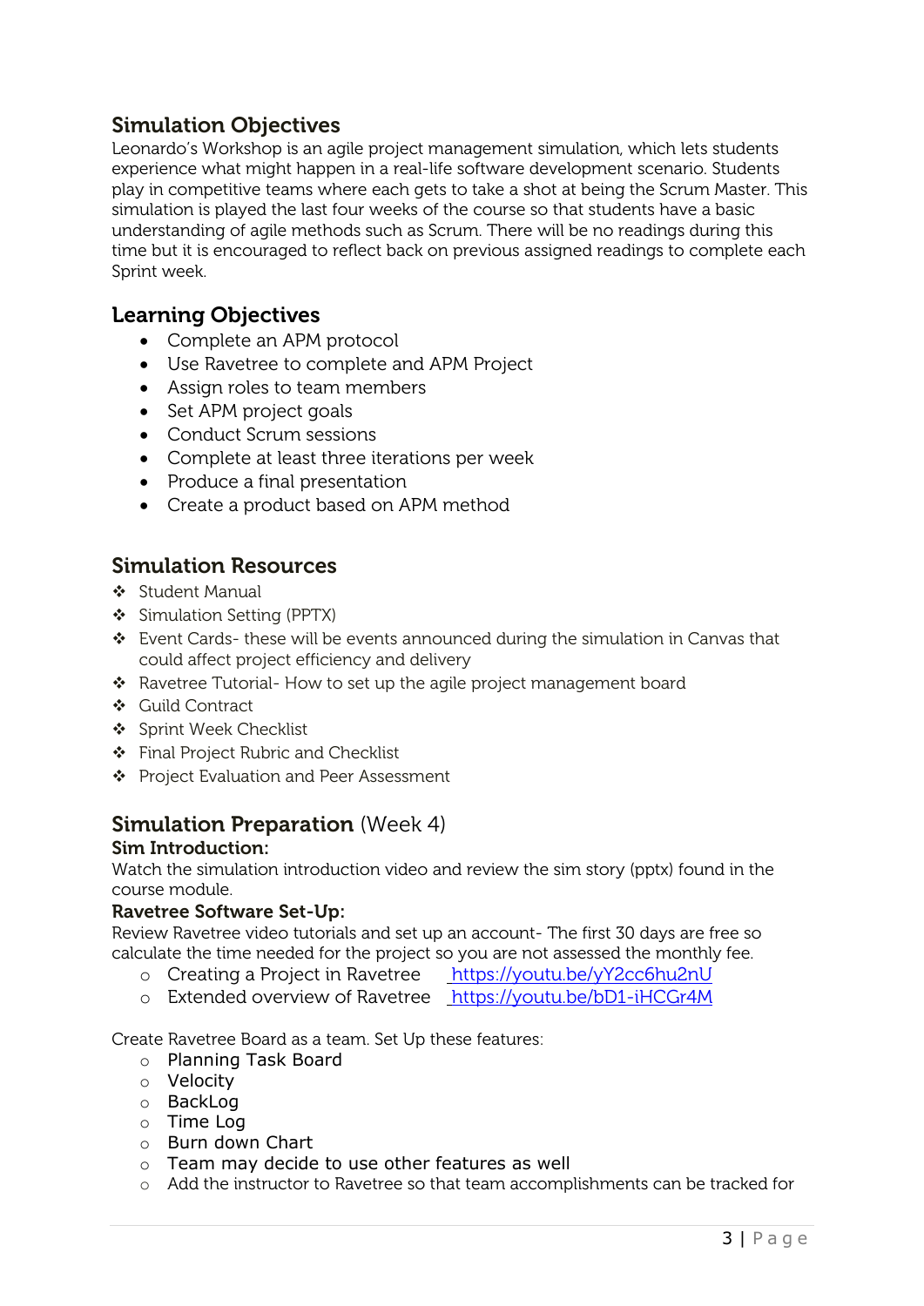## Simulation Objectives

Leonardo's Workshop is an agile project management simulation, which lets students experience what might happen in a real-life software development scenario. Students play in competitive teams where each gets to take a shot at being the Scrum Master. This simulation is played the last four weeks of the course so that students have a basic understanding of agile methods such as Scrum. There will be no readings during this time but it is encouraged to reflect back on previous assigned readings to complete each Sprint week.

## Learning Objectives

- Complete an APM protocol
- Use Ravetree to complete and APM Project
- Assign roles to team members
- Set APM project goals
- Conduct Scrum sessions
- Complete at least three iterations per week
- Produce a final presentation
- Create a product based on APM method

## Simulation Resources

- Student Manual
- Simulation Setting (PPTX)
- Event Cards- these will be events announced during the simulation in Canvas that could affect project efficiency and delivery
- Ravetree Tutorial- How to set up the agile project management board
- Guild Contract
- Sprint Week Checklist
- Final Project Rubric and Checklist
- Project Evaluation and Peer Assessment

## Simulation Preparation (Week 4)

**Sim Introduction:**

Watch the simulation introduction video and review the sim story (pptx) found in the course module.

**Ravetree Software Set-Up:**

Review Ravetree video tutorials and set up an account- The first 30 days are free so calculate the time needed for the project so you are not assessed the monthly fee.

- Creating a Project in Ravetree https://youtu.be/yY2cc6hu2nU
- Extended overview of Ravetree https://youtu.be/bD1-iHCGr4M

Create Ravetree Board as a team. Set Up these features:

- Planning Task Board
- Velocity
- BackLog
- Time Log
- Burn down Chart
- Team may decide to use other features as well
- Add the instructor to Ravetree so that team accomplishments can be tracked for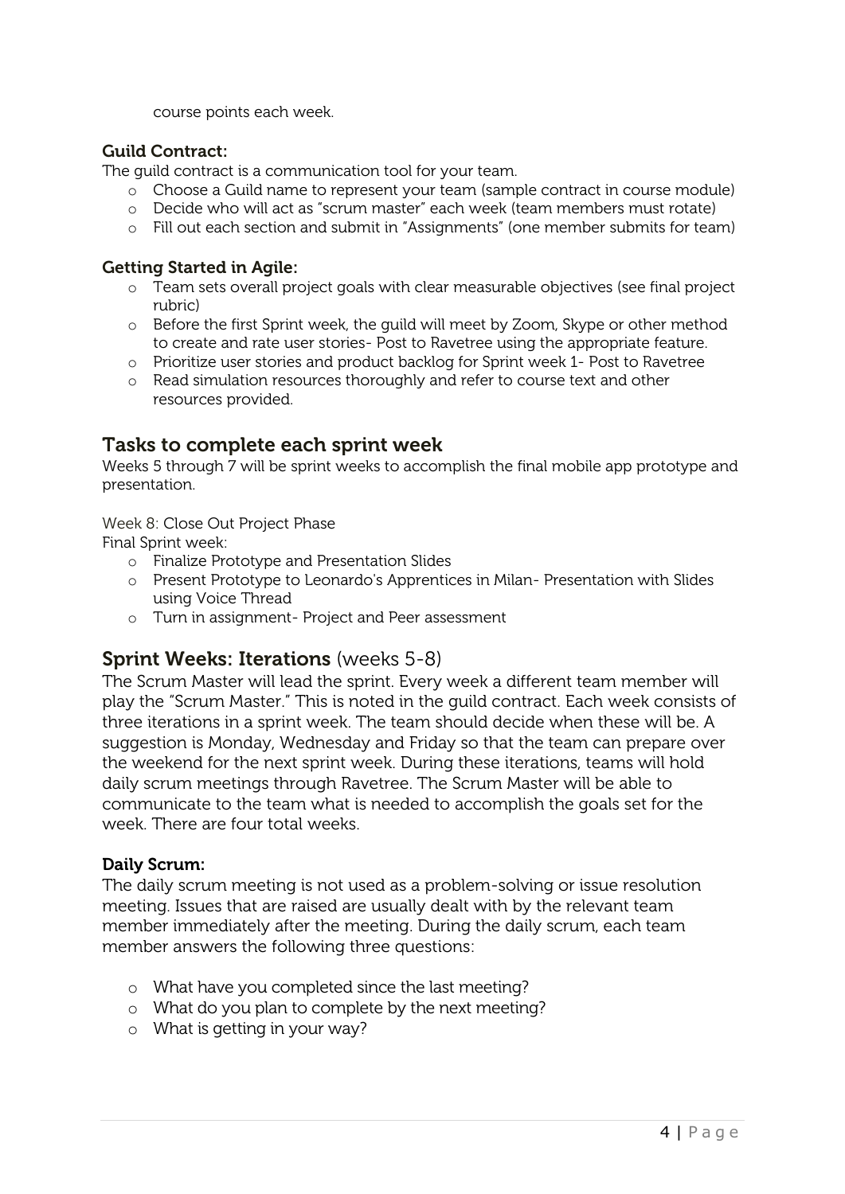course points each week.

**Guild Contract:**

The guild contract is a communication tool for your team.

- Choose a Guild name to represent your team (sample contract in course module)
- Decide who will act as "scrum master" each week (team members must rotate)
- Fill out each section and submit in "Assignments" (one member submits for team)

**Getting Started in Agile:**

- Team sets overall project goals with clear measurable objectives (see final project rubric)
- Before the first Sprint week, the guild will meet by Zoom, Skype or other method to create and rate user stories- Post to Ravetree using the appropriate feature.
- Prioritize user stories and product backlog for Sprint week 1- Post to Ravetree
- Read simulation resources thoroughly and refer to course text and other resources provided.

## Tasks to complete each sprint week

Weeks 5 through 7 will be sprint weeks to accomplish the final mobile app prototype and presentation.

Week 8: Close Out Project Phase

Final Sprint week:

- Finalize Prototype and Presentation Slides
- Present Prototype to Leonardo's Apprentices in Milan- Presentation with Slides using Voice Thread
- Turn in assignment- Project and Peer assessment

## **Sprint Weeks: Iterations** (weeks 5-8)

The Scrum Master will lead the sprint. Every week a different team member will play the "Scrum Master." This is noted in the guild contract. Each week consists of three iterations in a sprint week. The team should decide when these will be. A suggestion is Monday, Wednesday and Friday so that the team can prepare over the weekend for the next sprint week. During these iterations, teams will hold daily scrum meetings through Ravetree. The Scrum Master will be able to communicate to the team what is needed to accomplish the goals set for the week. There are four total weeks.

**Daily Scrum:**

The daily scrum meeting is not used as a problem-solving or issue resolution meeting. Issues that are raised are usually dealt with by the relevant team member immediately after the meeting. During the daily scrum, each team member answers the following three questions:

- What have you completed since the last meeting?
- What do you plan to complete by the next meeting?
- What is getting in your way?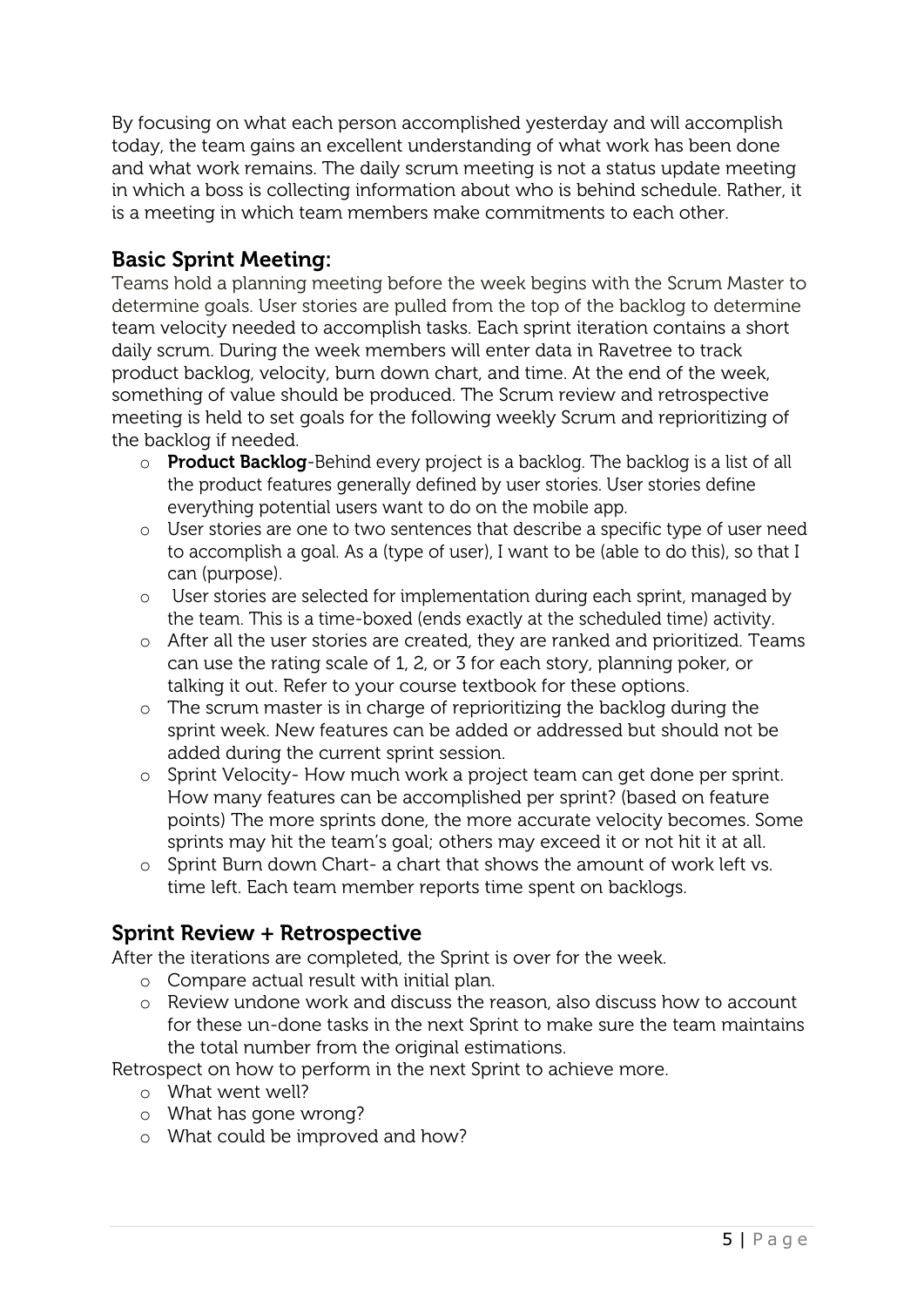By focusing on what each person accomplished yesterday and will accomplish today, the team gains an excellent understanding of what work has been done and what work remains. The daily scrum meeting is not a status update meeting in which a boss is collecting information about who is behind schedule. Rather, it is a meeting in which team members make commitments to each other.

## Basic Sprint Meeting:

Teams hold a planning meeting before the week begins with the Scrum Master to determine goals. User stories are pulled from the top of the backlog to determine team velocity needed to accomplish tasks. Each sprint iteration contains a short daily scrum. During the week members will enter data in Ravetree to track product backlog, velocity, burn down chart, and time. At the end of the week, something of value should be produced. The Scrum review and retrospective meeting is held to set goals for the following weekly Scrum and reprioritizing of the backlog if needed.

- **Product Backlog**-Behind every project is a backlog. The backlog is a list of all the product features generally defined by user stories. User stories define everything potential users want to do on the mobile app.
- User stories are one to two sentences that describe a specific type of user need to accomplish a goal. As a (type of user), I want to be (able to do this), so that I can (purpose).
- User stories are selected for implementation during each sprint, managed by the team. This is a time-boxed (ends exactly at the scheduled time) activity.
- After all the user stories are created, they are ranked and prioritized. Teams can use the rating scale of 1, 2, or 3 for each story, planning poker, or talking it out. Refer to your course textbook for these options.
- The scrum master is in charge of reprioritizing the backlog during the sprint week. New features can be added or addressed but should not be added during the current sprint session.
- Sprint Velocity- How much work a project team can get done per sprint. How many features can be accomplished per sprint? (based on feature points) The more sprints done, the more accurate velocity becomes. Some sprints may hit the team's goal; others may exceed it or not hit it at all.
- Sprint Burn down Chart- a chart that shows the amount of work left vs. time left. Each team member reports time spent on backlogs.

## Sprint Review + Retrospective

After the iterations are completed, the Sprint is over for the week.

- Compare actual result with initial plan.
- Review undone work and discuss the reason, also discuss how to account for these un-done tasks in the next Sprint to make sure the team maintains the total number from the original estimations.

Retrospect on how to perform in the next Sprint to achieve more.

- What went well?
- What has gone wrong?
- What could be improved and how?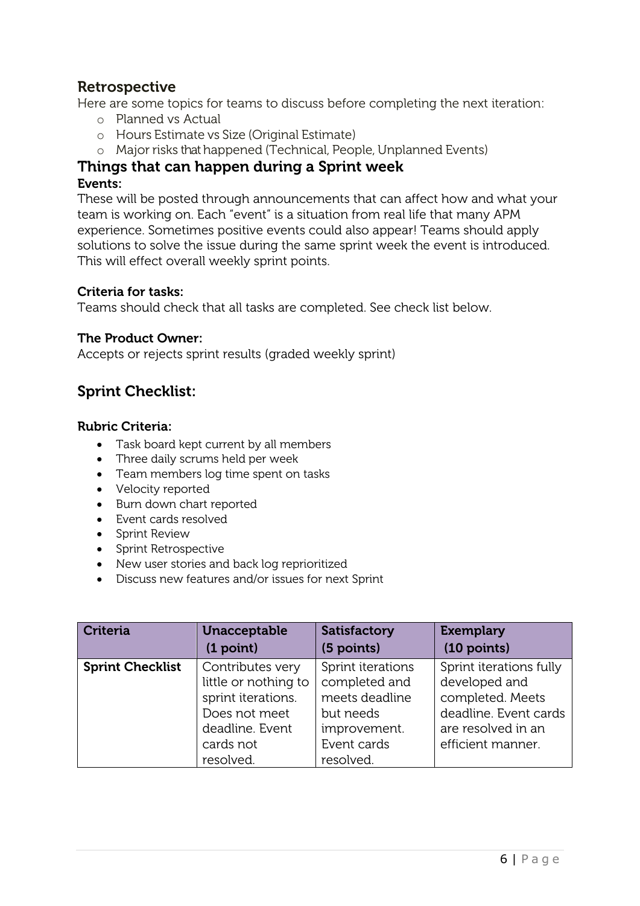## Retrospective

Here are some topics for teams to discuss before completing the next iteration:

- Planned vs Actual
- Hours Estimate vs Size (Original Estimate)
- Major risks that happened (Technical, People, Unplanned Events)

## Things that can happen during a Sprint week

**Events:**

These will be posted through announcements that can affect how and what your team is working on. Each "event" is a situation from real life that many APM experience. Sometimes positive events could also appear! Teams should apply solutions to solve the issue during the same sprint week the event is introduced. This will effect overall weekly sprint points.

**Criteria for tasks:**

Teams should check that all tasks are completed. See check list below.

**The Product Owner:**

Accepts or rejects sprint results (graded weekly sprint)

## Sprint Checklist:

**Rubric Criteria:**

- Task board kept current by all members
- Three daily scrums held per week
- Team members log time spent on tasks
- Velocity reported
- Burn down chart reported
- Event cards resolved
- Sprint Review
- Sprint Retrospective
- New user stories and back log reprioritized
- Discuss new features and/or issues for next Sprint

| Criteria | Unacceptable (1 point) | Satisfactory (5 points) | Exemplary (10 points) |
| --- | --- | --- | --- |
| **Sprint Checklist** | Contributes very little or nothing to sprint iterations. Does not meet deadline. Event cards not resolved. | Sprint iterations completed and meets deadline but needs improvement. Event cards resolved. | Sprint iterations fully developed and completed. Meets deadline. Event cards are resolved in an efficient manner. |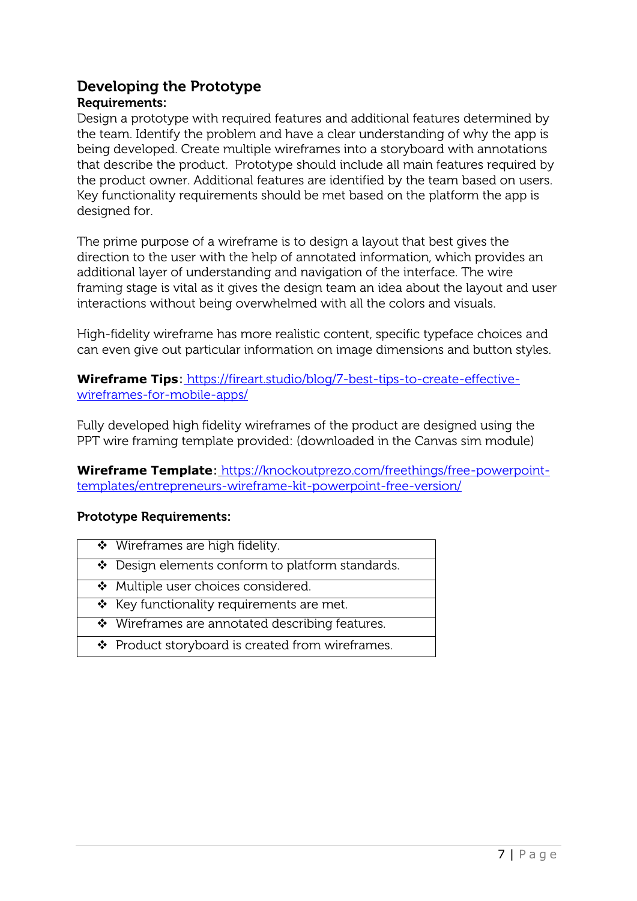## Developing the Prototype

### Requirements:

Design a prototype with required features and additional features determined by the team. Identify the problem and have a clear understanding of why the app is being developed. Create multiple wireframes into a storyboard with annotations that describe the product. Prototype should include all main features required by the product owner. Additional features are identified by the team based on users. Key functionality requirements should be met based on the platform the app is designed for.

The prime purpose of a wireframe is to design a layout that best gives the direction to the user with the help of annotated information, which provides an additional layer of understanding and navigation of the interface. The wire framing stage is vital as it gives the design team an idea about the layout and user interactions without being overwhelmed with all the colors and visuals.

High-fidelity wireframe has more realistic content, specific typeface choices and can even give out particular information on image dimensions and button styles.

**Wireframe Tips:** https://fireart.studio/blog/7-best-tips-to-create-effective-wireframes-for-mobile-apps/

Fully developed high fidelity wireframes of the product are designed using the PPT wire framing template provided: (downloaded in the Canvas sim module)

**Wireframe Template:** https://knockoutprezo.com/freethings/free-powerpoint-templates/entrepreneurs-wireframe-kit-powerpoint-free-version/

**Prototype Requirements:**

| ❖ Wireframes are high fidelity. |
|---|
| ❖ Design elements conform to platform standards. |
| ❖ Multiple user choices considered. |
| ❖ Key functionality requirements are met. |
| ❖ Wireframes are annotated describing features. |
| ❖ Product storyboard is created from wireframes. |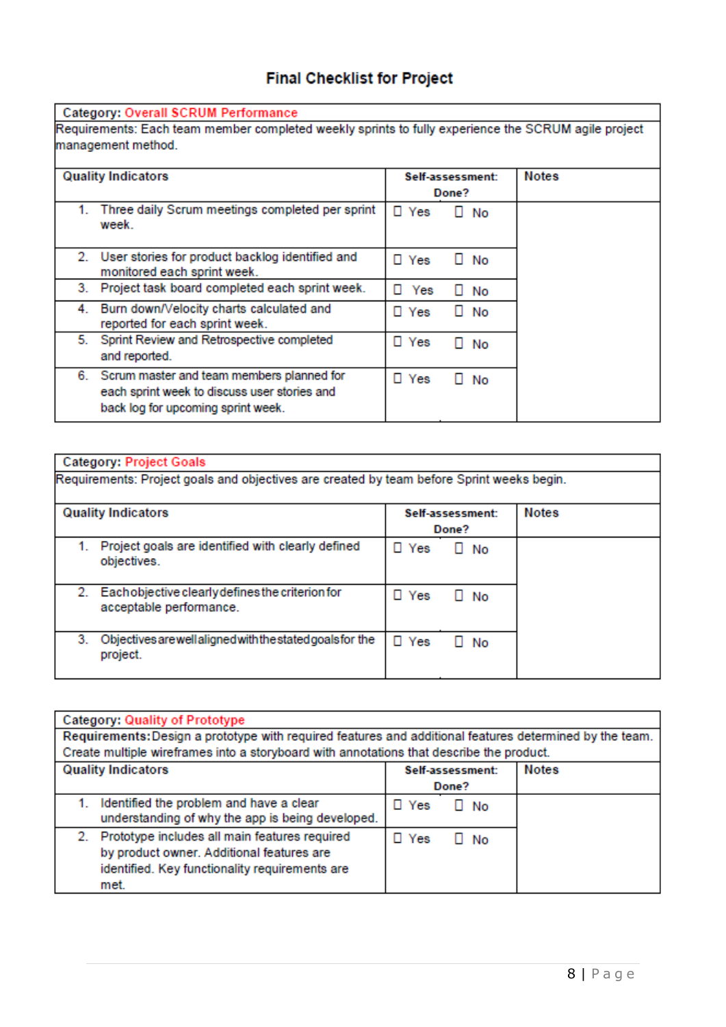# Final Checklist for Project

| **Category:** Overall SCRUM Performance | | |
|---|---|---|
| Requirements: Each team member completed weekly sprints to fully experience the SCRUM agile project management method. | | |
| **Quality Indicators** | **Self-assessment: Done?** | **Notes** |
| 1. Three daily Scrum meetings completed per sprint week. | ☐ Yes ☐ No | |
| 2. User stories for product backlog identified and monitored each sprint week. | ☐ Yes ☐ No | |
| 3. Project task board completed each sprint week. | ☐ Yes ☐ No | |
| 4. Burn down/Velocity charts calculated and reported for each sprint week. | ☐ Yes ☐ No | |
| 5. Sprint Review and Retrospective completed and reported. | ☐ Yes ☐ No | |
| 6. Scrum master and team members planned for each sprint week to discuss user stories and back log for upcoming sprint week. | ☐ Yes ☐ No | |

| **Category:** Project Goals | | |
|---|---|---|
| Requirements: Project goals and objectives are created by team before Sprint weeks begin. | | |
| **Quality Indicators** | **Self-assessment: Done?** | **Notes** |
| 1. Project goals are identified with clearly defined objectives. | ☐ Yes ☐ No | |
| 2. Each objective clearly defines the criterion for acceptable performance. | ☐ Yes ☐ No | |
| 3. Objectives are well aligned with the stated goals for the project. | ☐ Yes ☐ No | |

| **Category:** Quality of Prototype | | |
|---|---|---|
| **Requirements:** Design a prototype with required features and additional features determined by the team. Create multiple wireframes into a storyboard with annotations that describe the product. | | |
| **Quality Indicators** | **Self-assessment: Done?** | **Notes** |
| 1. Identified the problem and have a clear understanding of why the app is being developed. | ☐ Yes ☐ No | |
| 2. Prototype includes all main features required by product owner. Additional features are identified. Key functionality requirements are met. | ☐ Yes ☐ No | |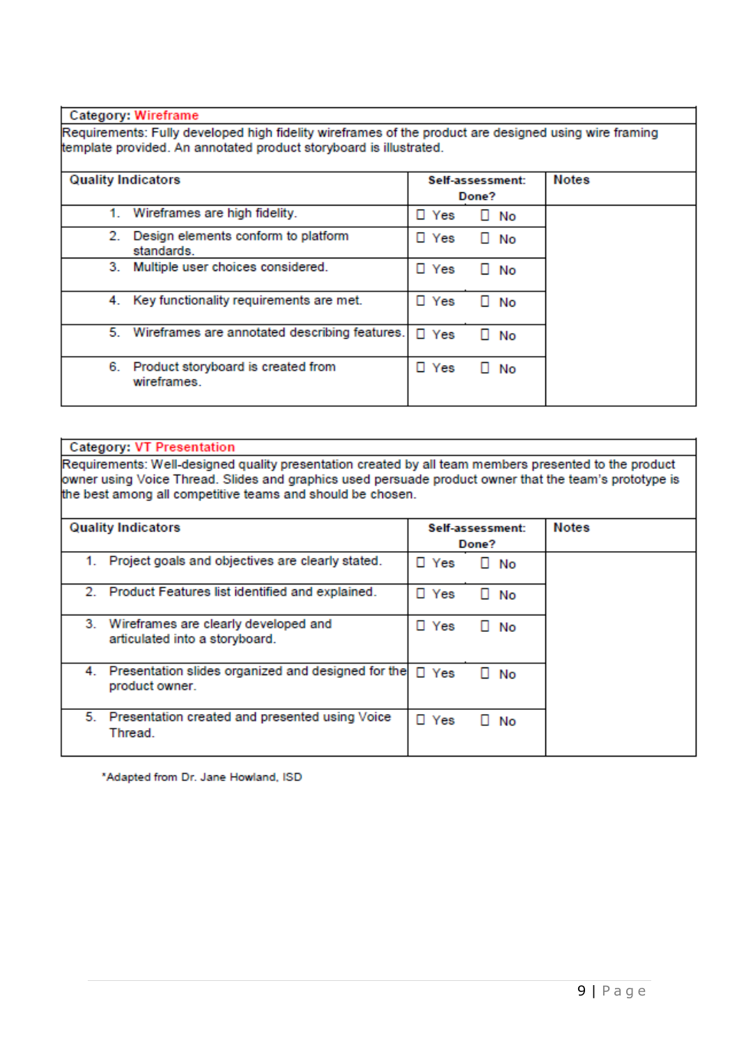| **Category:** Wireframe | | |
|---|---|---|
| Requirements: Fully developed high fidelity wireframes of the product are designed using wire framing template provided. An annotated product storyboard is illustrated. | | |
| **Quality Indicators** | **Self-assessment: Done?** | **Notes** |
| 1. Wireframes are high fidelity. | ☐ Yes ☐ No | |
| 2. Design elements conform to platform standards. | ☐ Yes ☐ No | |
| 3. Multiple user choices considered. | ☐ Yes ☐ No | |
| 4. Key functionality requirements are met. | ☐ Yes ☐ No | |
| 5. Wireframes are annotated describing features. | ☐ Yes ☐ No | |
| 6. Product storyboard is created from wireframes. | ☐ Yes ☐ No | |

| **Category:** VT Presentation | | |
|---|---|---|
| Requirements: Well-designed quality presentation created by all team members presented to the product owner using Voice Thread. Slides and graphics used persuade product owner that the team's prototype is the best among all competitive teams and should be chosen. | | |
| **Quality Indicators** | **Self-assessment: Done?** | **Notes** |
| 1. Project goals and objectives are clearly stated. | ☐ Yes ☐ No | |
| 2. Product Features list identified and explained. | ☐ Yes ☐ No | |
| 3. Wireframes are clearly developed and articulated into a storyboard. | ☐ Yes ☐ No | |
| 4. Presentation slides organized and designed for the product owner. | ☐ Yes ☐ No | |
| 5. Presentation created and presented using Voice Thread. | ☐ Yes ☐ No | |

*Adapted from Dr. Jane Howland, ISD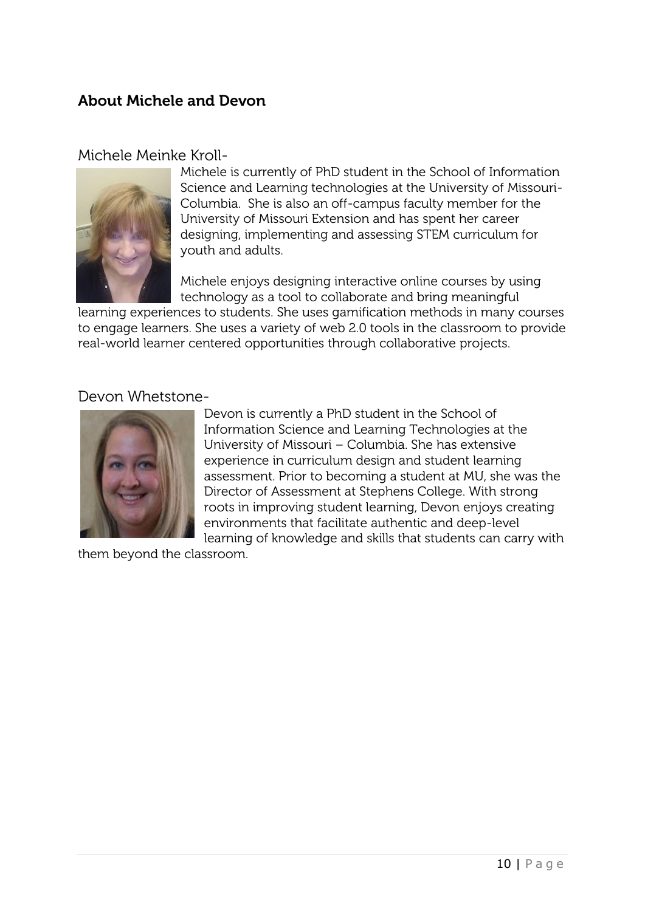## About Michele and Devon

### Michele Meinke Kroll-

Michele is currently of PhD student in the School of Information Science and Learning technologies at the University of Missouri-Columbia. She is also an off-campus faculty member for the University of Missouri Extension and has spent her career designing, implementing and assessing STEM curriculum for youth and adults.

Michele enjoys designing interactive online courses by using technology as a tool to collaborate and bring meaningful learning experiences to students. She uses gamification methods in many courses to engage learners. She uses a variety of web 2.0 tools in the classroom to provide real-world learner centered opportunities through collaborative projects.

### Devon Whetstone-

Devon is currently a PhD student in the School of Information Science and Learning Technologies at the University of Missouri – Columbia. She has extensive experience in curriculum design and student learning assessment. Prior to becoming a student at MU, she was the Director of Assessment at Stephens College. With strong roots in improving student learning, Devon enjoys creating environments that facilitate authentic and deep-level learning of knowledge and skills that students can carry with them beyond the classroom.